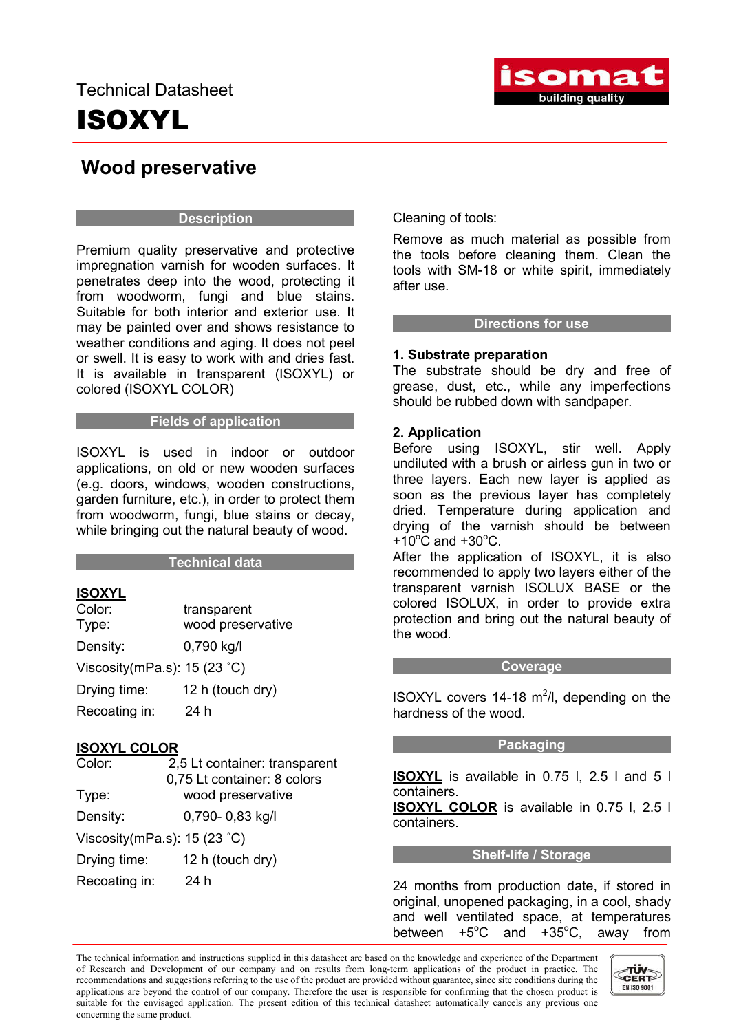Technical Datasheet

# ISOXYL

## Wood preservative

### Description

Premium quality preservative and protective impregnation varnish for wooden surfaces. It penetrates deep into the wood, protecting it from woodworm, fungi and blue stains. Suitable for both interior and exterior use. It may be painted over and shows resistance to weather conditions and aging. It does not peel or swell. It is easy to work with and dries fast. It is available in transparent (ISOXYL) or colored (ISOXYL COLOR)

### Fields of application

ISOXYL is used in indoor or outdoor applications, on old or new wooden surfaces (e.g. doors, windows, wooden constructions, garden furniture, etc.), in order to protect them from woodworm, fungi, blue stains or decay, while bringing out the natural beauty of wood.

### Technical data

**ISOXYL**

| | |
|---|---|
| Color: | transparent |
| Type: | wood preservative |
| Density: | 0,790 kg/l |
| Viscosity(mPa.s): | 15 (23 ˚C) |
| Drying time: | 12 h (touch dry) |
| Recoating in: | 24 h |

**ISOXYL COLOR**

| | |
|---|---|
| Color: | 2,5 Lt container: transparent<br>0,75 Lt container: 8 colors |
| Type: | wood preservative |
| Density: | 0,790- 0,83 kg/l |
| Viscosity(mPa.s): | 15 (23 ˚C) |
| Drying time: | 12 h (touch dry) |
| Recoating in: | 24 h |

Cleaning of tools:

Remove as much material as possible from the tools before cleaning them. Clean the tools with SM-18 or white spirit, immediately after use.

### Directions for use

**1. Substrate preparation**

The substrate should be dry and free of grease, dust, etc., while any imperfections should be rubbed down with sandpaper.

**2. Application**

Before using ISOXYL, stir well. Apply undiluted with a brush or airless gun in two or three layers. Each new layer is applied as soon as the previous layer has completely dried. Temperature during application and drying of the varnish should be between +10°C and +30°C.

After the application of ISOXYL, it is also recommended to apply two layers either of the transparent varnish ISOLUX BASE or the colored ISOLUX, in order to provide extra protection and bring out the natural beauty of the wood.

### Coverage

ISOXYL covers 14-18 $m^2$/l, depending on the hardness of the wood.

### Packaging

**ISOXYL** is available in 0.75 l, 2.5 l and 5 l containers.

**ISOXYL COLOR** is available in 0.75 l, 2.5 l containers.

### Shelf-life / Storage

24 months from production date, if stored in original, unopened packaging, in a cool, shady and well ventilated space, at temperatures between +5°C and +35°C, away from

The technical information and instructions supplied in this datasheet are based on the knowledge and experience of the Department of Research and Development of our company and on results from long-term applications of the product in practice. The recommendations and suggestions referring to the use of the product are provided without guarantee, since site conditions during the applications are beyond the control of our company. Therefore the user is responsible for confirming that the chosen product is suitable for the envisaged application. The present edition of this technical datasheet automatically cancels any previous one concerning the same product.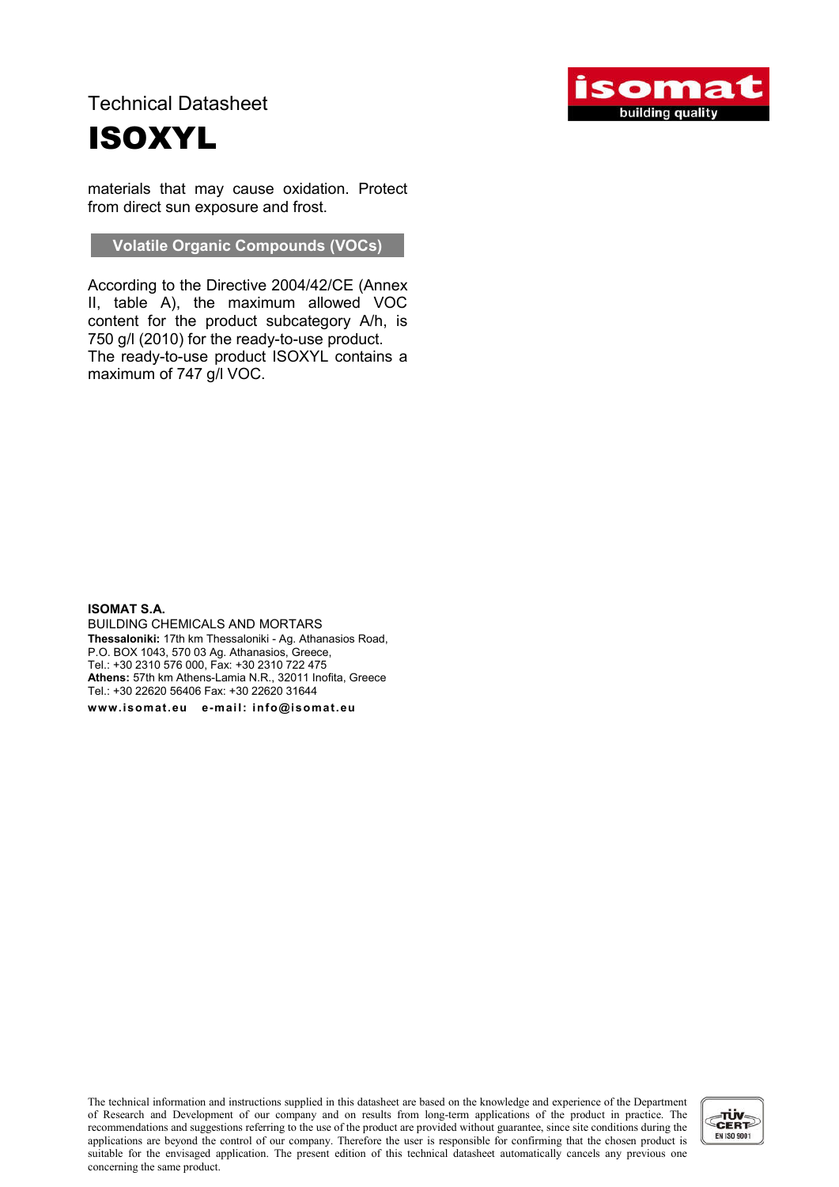materials that may cause oxidation. Protect from direct sun exposure and frost.

## Volatile Organic Compounds (VOCs)

According to the Directive 2004/42/CE (Annex II, table A), the maximum allowed VOC content for the product subcategory A/h, is 750 g/l (2010) for the ready-to-use product.
The ready-to-use product ISOXYL contains a maximum of 747 g/l VOC.

**ISOMAT S.A.**
BUILDING CHEMICALS AND MORTARS
**Thessaloniki:** 17th km Thessaloniki - Ag. Athanasios Road, P.O. BOX 1043, 570 03 Ag. Athanasios, Greece,
Tel.: +30 2310 576 000, Fax: +30 2310 722 475
**Athens:** 57th km Athens-Lamia N.R., 32011 Inofita, Greece
Tel.: +30 22620 56406 Fax: +30 22620 31644
**www.isomat.eu e-mail: info@isomat.eu**

The technical information and instructions supplied in this datasheet are based on the knowledge and experience of the Department of Research and Development of our company and on results from long-term applications of the product in practice. The recommendations and suggestions referring to the use of the product are provided without guarantee, since site conditions during the applications are beyond the control of our company. Therefore the user is responsible for confirming that the chosen product is suitable for the envisaged application. The present edition of this technical datasheet automatically cancels any previous one concerning the same product.